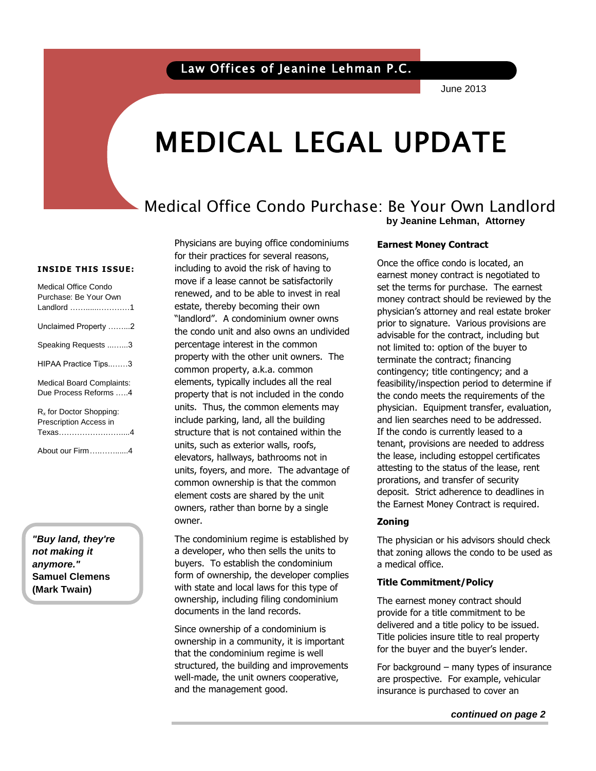Law Offices of Jeanine Lehman P.C.

June 2013

# MEDICAL LEGAL UPDATE

## Medical Office Condo Purchase: Be Your Own Landlord

**by Jeanine Lehman, Attorney**

Physicians are buying office condominiums for their practices for several reasons, including to avoid the risk of having to move if a lease cannot be satisfactorily renewed, and to be able to invest in real estate, thereby becoming their own "landlord". A condominium owner owns the condo unit and also owns an undivided percentage interest in the common property with the other unit owners. The common property, a.k.a. common elements, typically includes all the real property that is not included in the condo units. Thus, the common elements may include parking, land, all the building structure that is not contained within the units, such as exterior walls, roofs, elevators, hallways, bathrooms not in units, foyers, and more. The advantage of common ownership is that the common element costs are shared by the unit owners, rather than borne by a single owner.

The condominium regime is established by a developer, who then sells the units to buyers. To establish the condominium form of ownership, the developer complies with state and local laws for this type of ownership, including filing condominium documents in the land records.

Since ownership of a condominium is ownership in a community, it is important that the condominium regime is well structured, the building and improvements well-made, the unit owners cooperative, and the management good.

### Earnest Money Contract

Once the office condo is located, an earnest money contract is negotiated to set the terms for purchase. The earnest money contract should be reviewed by the physician's attorney and real estate broker prior to signature. Various provisions are advisable for the contract, including but not limited to: option of the buyer to terminate the contract; financing contingency; title contingency; and a feasibility/inspection period to determine if the condo meets the requirements of the physician. Equipment transfer, evaluation, and lien searches need to be addressed. If the condo is currently leased to a tenant, provisions are needed to address the lease, including estoppel certificates attesting to the status of the lease, rent prorations, and transfer of security deposit. Strict adherence to deadlines in the Earnest Money Contract is required.

### Zoning

The physician or his advisors should check that zoning allows the condo to be used as a medical office.

### Title Commitment/Policy

The earnest money contract should provide for a title commitment to be delivered and a title policy to be issued. Title policies insure title to real property for the buyer and the buyer's lender.

For background – many types of insurance are prospective. For example, vehicular insurance is purchased to cover an

***continued on page 2***

**INSIDE THIS ISSUE:**

- Medical Office Condo Purchase: Be Your Own Landlord ……….………….1
- Unclaimed Property ……...2
- Speaking Requests ……..3
- HIPAA Practice Tips……..3
- Medical Board Complaints: Due Process Reforms …..4
- $R_x$ for Doctor Shopping: Prescription Access in Texas……………………...4
- About our Firm…………...4

***"Buy land, they're not making it anymore."***
**Samuel Clemens (Mark Twain)**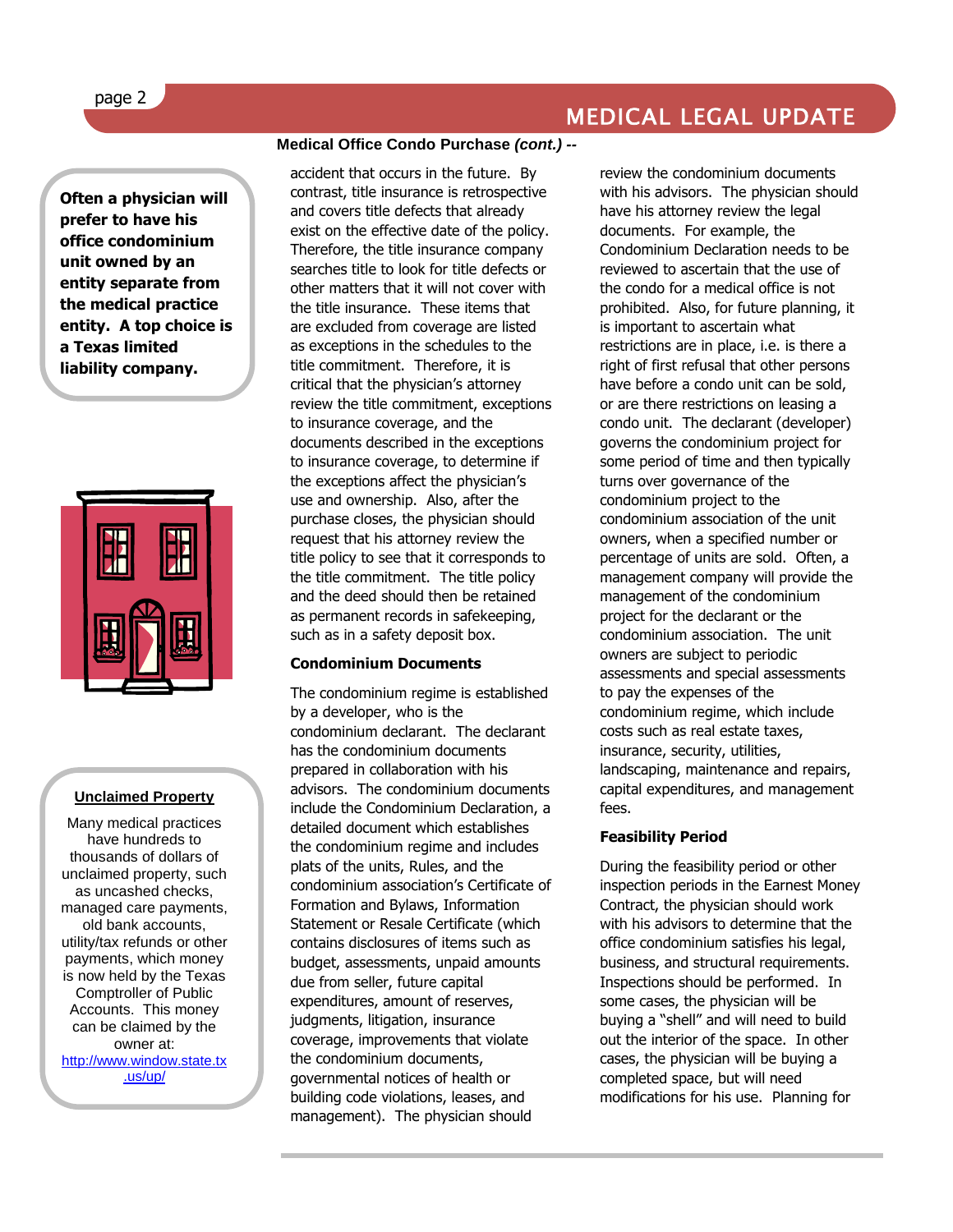**Medical Office Condo Purchase *(cont.)* --**

accident that occurs in the future. By contrast, title insurance is retrospective and covers title defects that already exist on the effective date of the policy. Therefore, the title insurance company searches title to look for title defects or other matters that it will not cover with the title insurance. These items that are excluded from coverage are listed as exceptions in the schedules to the title commitment. Therefore, it is critical that the physician's attorney review the title commitment, exceptions to insurance coverage, and the documents described in the exceptions to insurance coverage, to determine if the exceptions affect the physician's use and ownership. Also, after the purchase closes, the physician should request that his attorney review the title policy to see that it corresponds to the title commitment. The title policy and the deed should then be retained as permanent records in safekeeping, such as in a safety deposit box.

### Condominium Documents

The condominium regime is established by a developer, who is the condominium declarant. The declarant has the condominium documents prepared in collaboration with his advisors. The condominium documents include the Condominium Declaration, a detailed document which establishes the condominium regime and includes plats of the units, Rules, and the condominium association's Certificate of Formation and Bylaws, Information Statement or Resale Certificate (which contains disclosures of items such as budget, assessments, unpaid amounts due from seller, future capital expenditures, amount of reserves, judgments, litigation, insurance coverage, improvements that violate the condominium documents, governmental notices of health or building code violations, leases, and management). The physician should review the condominium documents with his advisors. The physician should have his attorney review the legal documents. For example, the Condominium Declaration needs to be reviewed to ascertain that the use of the condo for a medical office is not prohibited. Also, for future planning, it is important to ascertain what restrictions are in place, i.e. is there a right of first refusal that other persons have before a condo unit can be sold, or are there restrictions on leasing a condo unit. The declarant (developer) governs the condominium project for some period of time and then typically turns over governance of the condominium project to the condominium association of the unit owners, when a specified number or percentage of units are sold. Often, a management company will provide the management of the condominium project for the declarant or the condominium association. The unit owners are subject to periodic assessments and special assessments to pay the expenses of the condominium regime, which include costs such as real estate taxes, insurance, security, utilities, landscaping, maintenance and repairs, capital expenditures, and management fees.

### Feasibility Period

During the feasibility period or other inspection periods in the Earnest Money Contract, the physician should work with his advisors to determine that the office condominium satisfies his legal, business, and structural requirements. Inspections should be performed. In some cases, the physician will be buying a "shell" and will need to build out the interior of the space. In other cases, the physician will be buying a completed space, but will need modifications for his use. Planning for

---

**Often a physician will prefer to have his office condominium unit owned by an entity separate from the medical practice entity. A top choice is a Texas limited liability company.**

---

**Unclaimed Property**

Many medical practices have hundreds to thousands of dollars of unclaimed property, such as uncashed checks, managed care payments, old bank accounts, utility/tax refunds or other payments, which money is now held by the Texas Comptroller of Public Accounts. This money can be claimed by the owner at: [http://www.window.state.tx.us/up/](http://www.window.state.tx.us/up/)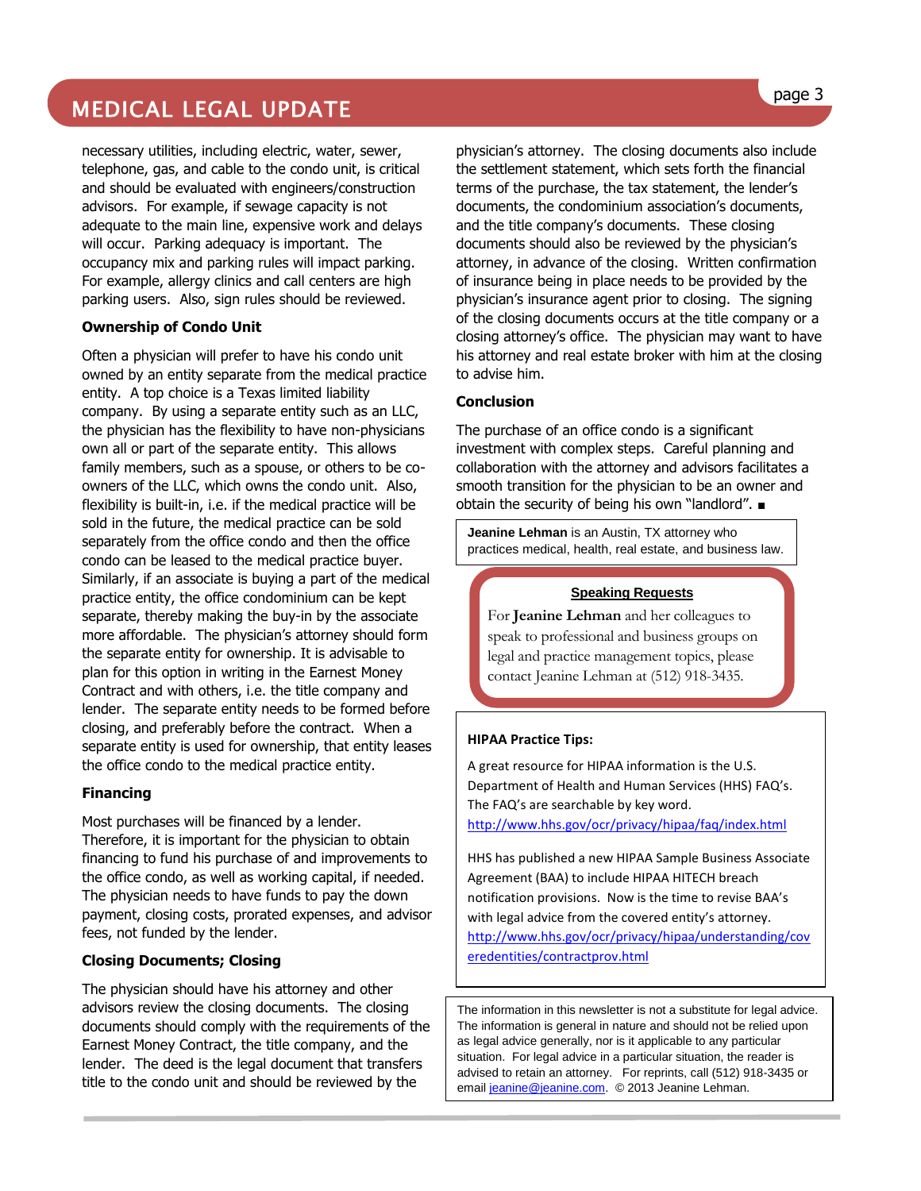necessary utilities, including electric, water, sewer, telephone, gas, and cable to the condo unit, is critical and should be evaluated with engineers/construction advisors. For example, if sewage capacity is not adequate to the main line, expensive work and delays will occur. Parking adequacy is important. The occupancy mix and parking rules will impact parking. For example, allergy clinics and call centers are high parking users. Also, sign rules should be reviewed.

**Ownership of Condo Unit**

Often a physician will prefer to have his condo unit owned by an entity separate from the medical practice entity. A top choice is a Texas limited liability company. By using a separate entity such as an LLC, the physician has the flexibility to have non-physicians own all or part of the separate entity. This allows family members, such as a spouse, or others to be co-owners of the LLC, which owns the condo unit. Also, flexibility is built-in, i.e. if the medical practice will be sold in the future, the medical practice can be sold separately from the office condo and then the office condo can be leased to the medical practice buyer. Similarly, if an associate is buying a part of the medical practice entity, the office condominium can be kept separate, thereby making the buy-in by the associate more affordable. The physician's attorney should form the separate entity for ownership. It is advisable to plan for this option in writing in the Earnest Money Contract and with others, i.e. the title company and lender. The separate entity needs to be formed before closing, and preferably before the contract. When a separate entity is used for ownership, that entity leases the office condo to the medical practice entity.

**Financing**

Most purchases will be financed by a lender. Therefore, it is important for the physician to obtain financing to fund his purchase of and improvements to the office condo, as well as working capital, if needed. The physician needs to have funds to pay the down payment, closing costs, prorated expenses, and advisor fees, not funded by the lender.

**Closing Documents; Closing**

The physician should have his attorney and other advisors review the closing documents. The closing documents should comply with the requirements of the Earnest Money Contract, the title company, and the lender. The deed is the legal document that transfers title to the condo unit and should be reviewed by the physician's attorney. The closing documents also include the settlement statement, which sets forth the financial terms of the purchase, the tax statement, the lender's documents, the condominium association's documents, and the title company's documents. These closing documents should also be reviewed by the physician's attorney, in advance of the closing. Written confirmation of insurance being in place needs to be provided by the physician's insurance agent prior to closing. The signing of the closing documents occurs at the title company or a closing attorney's office. The physician may want to have his attorney and real estate broker with him at the closing to advise him.

**Conclusion**

The purchase of an office condo is a significant investment with complex steps. Careful planning and collaboration with the attorney and advisors facilitates a smooth transition for the physician to be an owner and obtain the security of being his own "landlord". ■

**Jeanine Lehman** is an Austin, TX attorney who practices medical, health, real estate, and business law.

**Speaking Requests**

For **Jeanine Lehman** and her colleagues to speak to professional and business groups on legal and practice management topics, please contact Jeanine Lehman at (512) 918-3435.

**HIPAA Practice Tips:**

A great resource for HIPAA information is the U.S. Department of Health and Human Services (HHS) FAQ's. The FAQ's are searchable by key word. http://www.hhs.gov/ocr/privacy/hipaa/faq/index.html

HHS has published a new HIPAA Sample Business Associate Agreement (BAA) to include HIPAA HITECH breach notification provisions. Now is the time to revise BAA's with legal advice from the covered entity's attorney. http://www.hhs.gov/ocr/privacy/hipaa/understanding/coveredentities/contractprov.html

The information in this newsletter is not a substitute for legal advice. The information is general in nature and should not be relied upon as legal advice generally, nor is it applicable to any particular situation. For legal advice in a particular situation, the reader is advised to retain an attorney. For reprints, call (512) 918-3435 or email jeanine@jeanine.com. © 2013 Jeanine Lehman.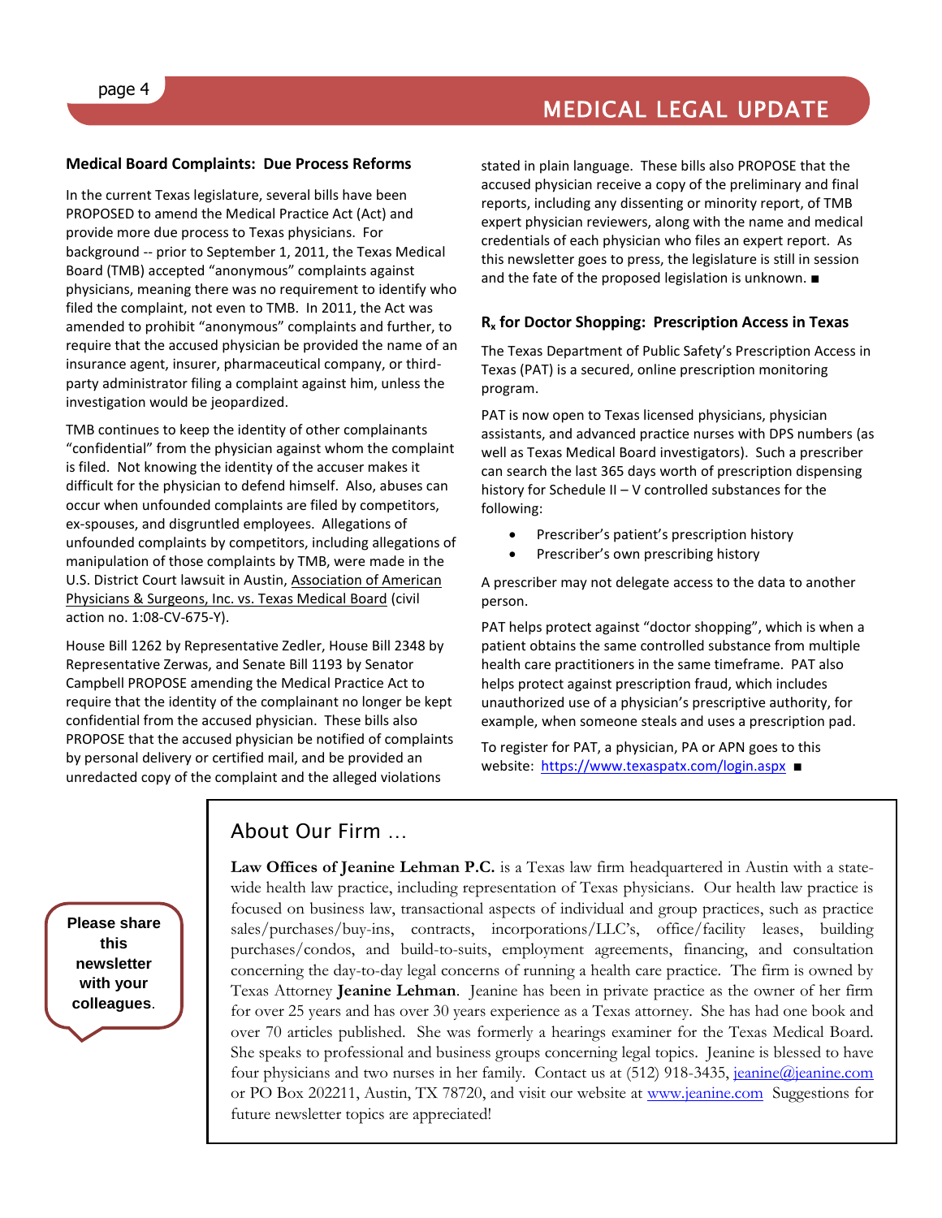### Medical Board Complaints: Due Process Reforms

In the current Texas legislature, several bills have been PROPOSED to amend the Medical Practice Act (Act) and provide more due process to Texas physicians. For background -- prior to September 1, 2011, the Texas Medical Board (TMB) accepted "anonymous" complaints against physicians, meaning there was no requirement to identify who filed the complaint, not even to TMB. In 2011, the Act was amended to prohibit "anonymous" complaints and further, to require that the accused physician be provided the name of an insurance agent, insurer, pharmaceutical company, or third-party administrator filing a complaint against him, unless the investigation would be jeopardized.

TMB continues to keep the identity of other complainants "confidential" from the physician against whom the complaint is filed. Not knowing the identity of the accuser makes it difficult for the physician to defend himself. Also, abuses can occur when unfounded complaints are filed by competitors, ex-spouses, and disgruntled employees. Allegations of unfounded complaints by competitors, including allegations of manipulation of those complaints by TMB, were made in the U.S. District Court lawsuit in Austin, Association of American Physicians & Surgeons, Inc. vs. Texas Medical Board (civil action no. 1:08-CV-675-Y).

House Bill 1262 by Representative Zedler, House Bill 2348 by Representative Zerwas, and Senate Bill 1193 by Senator Campbell PROPOSE amending the Medical Practice Act to require that the identity of the complainant no longer be kept confidential from the accused physician. These bills also PROPOSE that the accused physician be notified of complaints by personal delivery or certified mail, and be provided an unredacted copy of the complaint and the alleged violations stated in plain language. These bills also PROPOSE that the accused physician receive a copy of the preliminary and final reports, including any dissenting or minority report, of TMB expert physician reviewers, along with the name and medical credentials of each physician who files an expert report. As this newsletter goes to press, the legislature is still in session and the fate of the proposed legislation is unknown. ■

### $R_x$ for Doctor Shopping: Prescription Access in Texas

The Texas Department of Public Safety's Prescription Access in Texas (PAT) is a secured, online prescription monitoring program.

PAT is now open to Texas licensed physicians, physician assistants, and advanced practice nurses with DPS numbers (as well as Texas Medical Board investigators). Such a prescriber can search the last 365 days worth of prescription dispensing history for Schedule II – V controlled substances for the following:

- Prescriber's patient's prescription history
- Prescriber's own prescribing history

A prescriber may not delegate access to the data to another person.

PAT helps protect against "doctor shopping", which is when a patient obtains the same controlled substance from multiple health care practitioners in the same timeframe. PAT also helps protect against prescription fraud, which includes unauthorized use of a physician's prescriptive authority, for example, when someone steals and uses a prescription pad.

To register for PAT, a physician, PA or APN goes to this website: https://www.texaspatx.com/login.aspx ■

**Please share this newsletter with your colleagues.**

## About Our Firm …

**Law Offices of Jeanine Lehman P.C.** is a Texas law firm headquartered in Austin with a state-wide health law practice, including representation of Texas physicians. Our health law practice is focused on business law, transactional aspects of individual and group practices, such as practice sales/purchases/buy-ins, contracts, incorporations/LLC's, office/facility leases, building purchases/condos, and build-to-suits, employment agreements, financing, and consultation concerning the day-to-day legal concerns of running a health care practice. The firm is owned by Texas Attorney **Jeanine Lehman**. Jeanine has been in private practice as the owner of her firm for over 25 years and has over 30 years experience as a Texas attorney. She has had one book and over 70 articles published. She was formerly a hearings examiner for the Texas Medical Board. She speaks to professional and business groups concerning legal topics. Jeanine is blessed to have four physicians and two nurses in her family. Contact us at (512) 918-3435, jeanine@jeanine.com or PO Box 202211, Austin, TX 78720, and visit our website at www.jeanine.com Suggestions for future newsletter topics are appreciated!